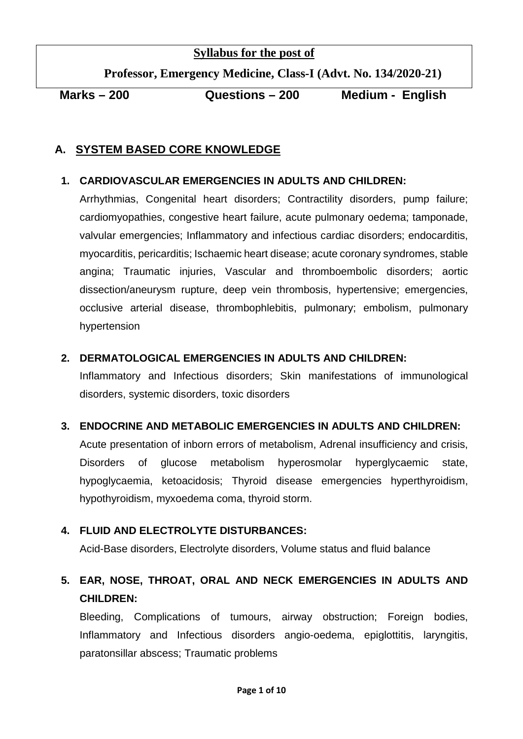**Syllabus for the post of**

**Professor, Emergency Medicine, Class-I (Advt. No. 134/2020-21)**

**Marks – 200 Questions – 200 Medium - English**

## A. SYSTEM BASED CORE KNOWLEDGE

**1. CARDIOVASCULAR EMERGENCIES IN ADULTS AND CHILDREN:**

Arrhythmias, Congenital heart disorders; Contractility disorders, pump failure; cardiomyopathies, congestive heart failure, acute pulmonary oedema; tamponade, valvular emergencies; Inflammatory and infectious cardiac disorders; endocarditis, myocarditis, pericarditis; Ischaemic heart disease; acute coronary syndromes, stable angina; Traumatic injuries, Vascular and thromboembolic disorders; aortic dissection/aneurysm rupture, deep vein thrombosis, hypertensive; emergencies, occlusive arterial disease, thrombophlebitis, pulmonary; embolism, pulmonary hypertension

**2. DERMATOLOGICAL EMERGENCIES IN ADULTS AND CHILDREN:**

Inflammatory and Infectious disorders; Skin manifestations of immunological disorders, systemic disorders, toxic disorders

**3. ENDOCRINE AND METABOLIC EMERGENCIES IN ADULTS AND CHILDREN:**

Acute presentation of inborn errors of metabolism, Adrenal insufficiency and crisis, Disorders of glucose metabolism hyperosmolar hyperglycaemic state, hypoglycaemia, ketoacidosis; Thyroid disease emergencies hyperthyroidism, hypothyroidism, myxoedema coma, thyroid storm.

**4. FLUID AND ELECTROLYTE DISTURBANCES:**

Acid-Base disorders, Electrolyte disorders, Volume status and fluid balance

**5. EAR, NOSE, THROAT, ORAL AND NECK EMERGENCIES IN ADULTS AND CHILDREN:**

Bleeding, Complications of tumours, airway obstruction; Foreign bodies, Inflammatory and Infectious disorders angio-oedema, epiglottitis, laryngitis, paratonsillar abscess; Traumatic problems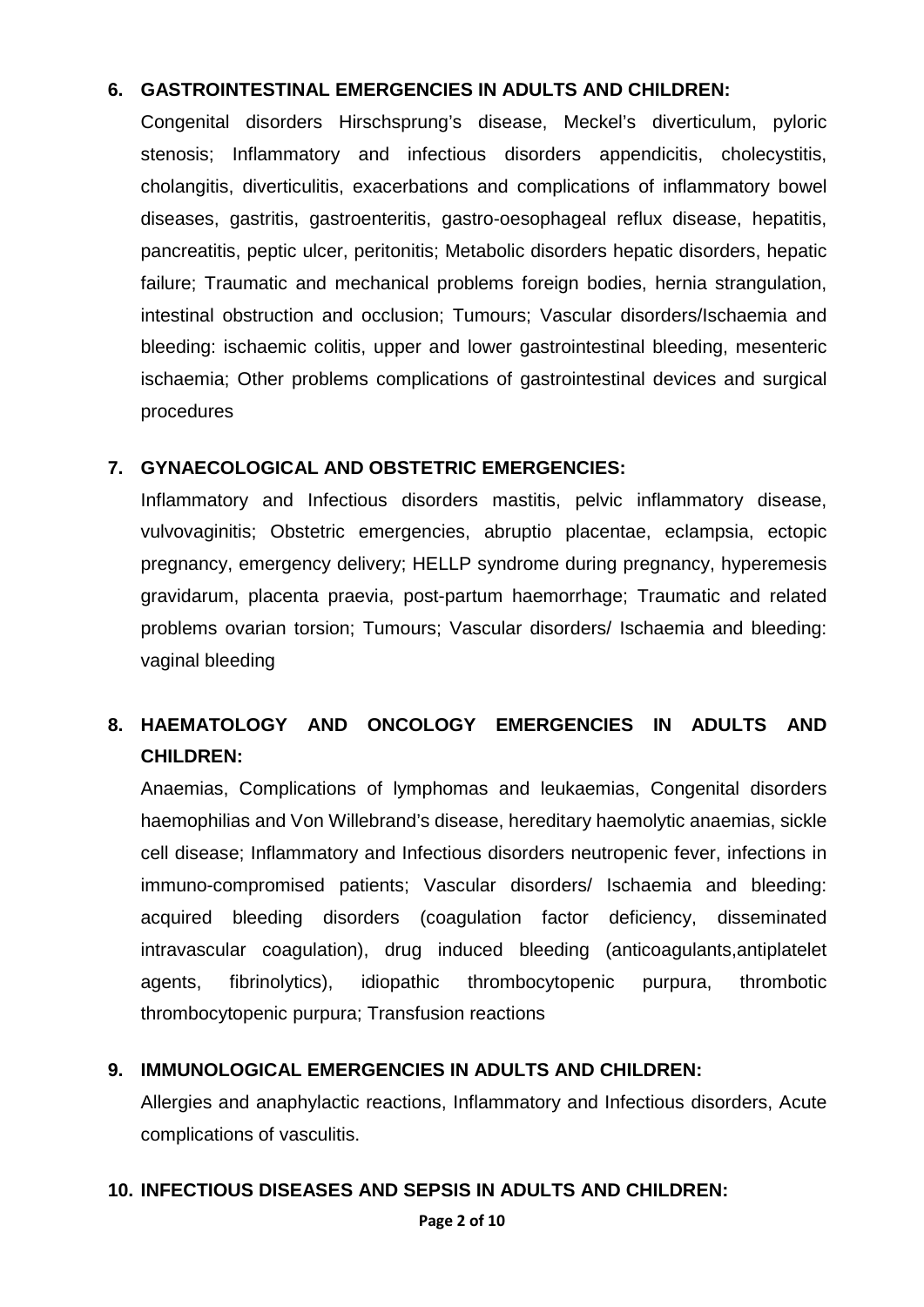## 6. GASTROINTESTINAL EMERGENCIES IN ADULTS AND CHILDREN:

Congenital disorders Hirschsprung's disease, Meckel's diverticulum, pyloric stenosis; Inflammatory and infectious disorders appendicitis, cholecystitis, cholangitis, diverticulitis, exacerbations and complications of inflammatory bowel diseases, gastritis, gastroenteritis, gastro-oesophageal reflux disease, hepatitis, pancreatitis, peptic ulcer, peritonitis; Metabolic disorders hepatic disorders, hepatic failure; Traumatic and mechanical problems foreign bodies, hernia strangulation, intestinal obstruction and occlusion; Tumours; Vascular disorders/Ischaemia and bleeding: ischaemic colitis, upper and lower gastrointestinal bleeding, mesenteric ischaemia; Other problems complications of gastrointestinal devices and surgical procedures

## 7. GYNAECOLOGICAL AND OBSTETRIC EMERGENCIES:

Inflammatory and Infectious disorders mastitis, pelvic inflammatory disease, vulvovaginitis; Obstetric emergencies, abruptio placentae, eclampsia, ectopic pregnancy, emergency delivery; HELLP syndrome during pregnancy, hyperemesis gravidarum, placenta praevia, post-partum haemorrhage; Traumatic and related problems ovarian torsion; Tumours; Vascular disorders/ Ischaemia and bleeding: vaginal bleeding

## 8. HAEMATOLOGY AND ONCOLOGY EMERGENCIES IN ADULTS AND CHILDREN:

Anaemias, Complications of lymphomas and leukaemias, Congenital disorders haemophilias and Von Willebrand's disease, hereditary haemolytic anaemias, sickle cell disease; Inflammatory and Infectious disorders neutropenic fever, infections in immuno-compromised patients; Vascular disorders/ Ischaemia and bleeding: acquired bleeding disorders (coagulation factor deficiency, disseminated intravascular coagulation), drug induced bleeding (anticoagulants,antiplatelet agents, fibrinolytics), idiopathic thrombocytopenic purpura, thrombotic thrombocytopenic purpura; Transfusion reactions

## 9. IMMUNOLOGICAL EMERGENCIES IN ADULTS AND CHILDREN:

Allergies and anaphylactic reactions, Inflammatory and Infectious disorders, Acute complications of vasculitis.

## 10. INFECTIOUS DISEASES AND SEPSIS IN ADULTS AND CHILDREN: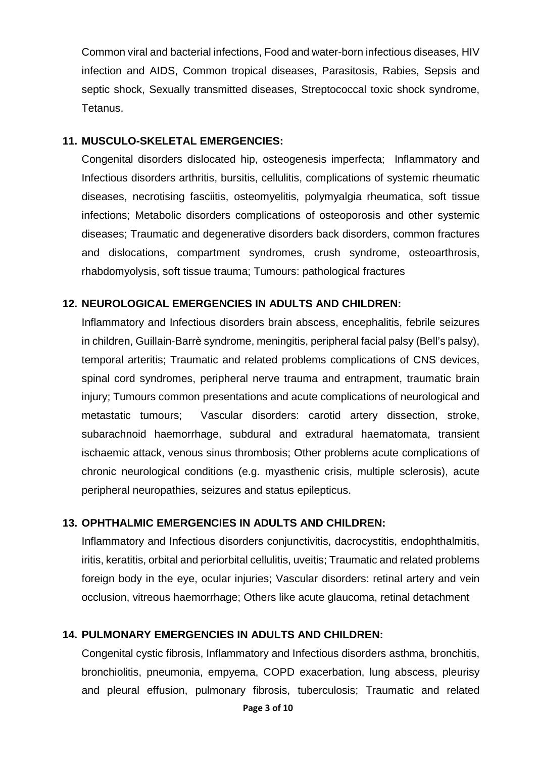Common viral and bacterial infections, Food and water-born infectious diseases, HIV infection and AIDS, Common tropical diseases, Parasitosis, Rabies, Sepsis and septic shock, Sexually transmitted diseases, Streptococcal toxic shock syndrome, Tetanus.

**11. MUSCULO-SKELETAL EMERGENCIES:**

Congenital disorders dislocated hip, osteogenesis imperfecta; Inflammatory and Infectious disorders arthritis, bursitis, cellulitis, complications of systemic rheumatic diseases, necrotising fasciitis, osteomyelitis, polymyalgia rheumatica, soft tissue infections; Metabolic disorders complications of osteoporosis and other systemic diseases; Traumatic and degenerative disorders back disorders, common fractures and dislocations, compartment syndromes, crush syndrome, osteoarthrosis, rhabdomyolysis, soft tissue trauma; Tumours: pathological fractures

**12. NEUROLOGICAL EMERGENCIES IN ADULTS AND CHILDREN:**

Inflammatory and Infectious disorders brain abscess, encephalitis, febrile seizures in children, Guillain-Barrè syndrome, meningitis, peripheral facial palsy (Bell's palsy), temporal arteritis; Traumatic and related problems complications of CNS devices, spinal cord syndromes, peripheral nerve trauma and entrapment, traumatic brain injury; Tumours common presentations and acute complications of neurological and metastatic tumours; Vascular disorders: carotid artery dissection, stroke, subarachnoid haemorrhage, subdural and extradural haematomata, transient ischaemic attack, venous sinus thrombosis; Other problems acute complications of chronic neurological conditions (e.g. myasthenic crisis, multiple sclerosis), acute peripheral neuropathies, seizures and status epilepticus.

**13. OPHTHALMIC EMERGENCIES IN ADULTS AND CHILDREN:**

Inflammatory and Infectious disorders conjunctivitis, dacrocystitis, endophthalmitis, iritis, keratitis, orbital and periorbital cellulitis, uveitis; Traumatic and related problems foreign body in the eye, ocular injuries; Vascular disorders: retinal artery and vein occlusion, vitreous haemorrhage; Others like acute glaucoma, retinal detachment

**14. PULMONARY EMERGENCIES IN ADULTS AND CHILDREN:**

Congenital cystic fibrosis, Inflammatory and Infectious disorders asthma, bronchitis, bronchiolitis, pneumonia, empyema, COPD exacerbation, lung abscess, pleurisy and pleural effusion, pulmonary fibrosis, tuberculosis; Traumatic and related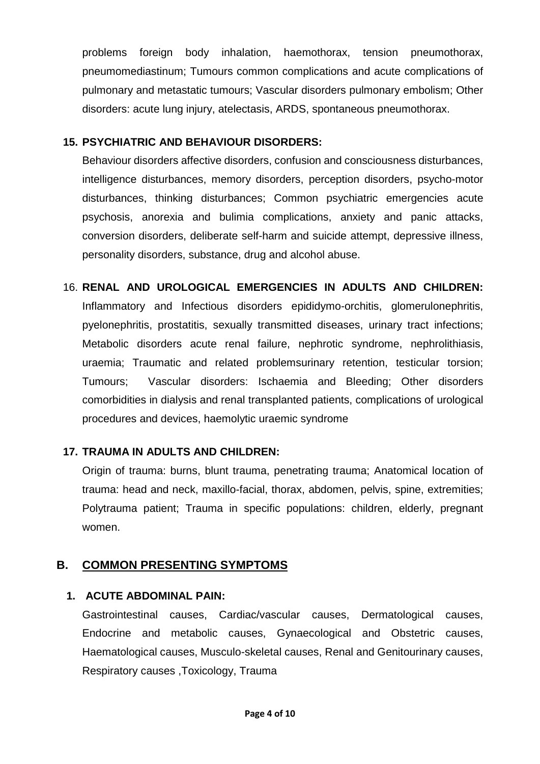problems foreign body inhalation, haemothorax, tension pneumothorax, pneumomediastinum; Tumours common complications and acute complications of pulmonary and metastatic tumours; Vascular disorders pulmonary embolism; Other disorders: acute lung injury, atelectasis, ARDS, spontaneous pneumothorax.

**15. PSYCHIATRIC AND BEHAVIOUR DISORDERS:**

Behaviour disorders affective disorders, confusion and consciousness disturbances, intelligence disturbances, memory disorders, perception disorders, psycho-motor disturbances, thinking disturbances; Common psychiatric emergencies acute psychosis, anorexia and bulimia complications, anxiety and panic attacks, conversion disorders, deliberate self-harm and suicide attempt, depressive illness, personality disorders, substance, drug and alcohol abuse.

16. **RENAL AND UROLOGICAL EMERGENCIES IN ADULTS AND CHILDREN:**

Inflammatory and Infectious disorders epididymo-orchitis, glomerulonephritis, pyelonephritis, prostatitis, sexually transmitted diseases, urinary tract infections; Metabolic disorders acute renal failure, nephrotic syndrome, nephrolithiasis, uraemia; Traumatic and related problemsurinary retention, testicular torsion; Tumours; Vascular disorders: Ischaemia and Bleeding; Other disorders comorbidities in dialysis and renal transplanted patients, complications of urological procedures and devices, haemolytic uraemic syndrome

**17. TRAUMA IN ADULTS AND CHILDREN:**

Origin of trauma: burns, blunt trauma, penetrating trauma; Anatomical location of trauma: head and neck, maxillo-facial, thorax, abdomen, pelvis, spine, extremities; Polytrauma patient; Trauma in specific populations: children, elderly, pregnant women.

## B. <u>COMMON PRESENTING SYMPTOMS</u>

**1. ACUTE ABDOMINAL PAIN:**

Gastrointestinal causes, Cardiac/vascular causes, Dermatological causes, Endocrine and metabolic causes, Gynaecological and Obstetric causes, Haematological causes, Musculo-skeletal causes, Renal and Genitourinary causes, Respiratory causes ,Toxicology, Trauma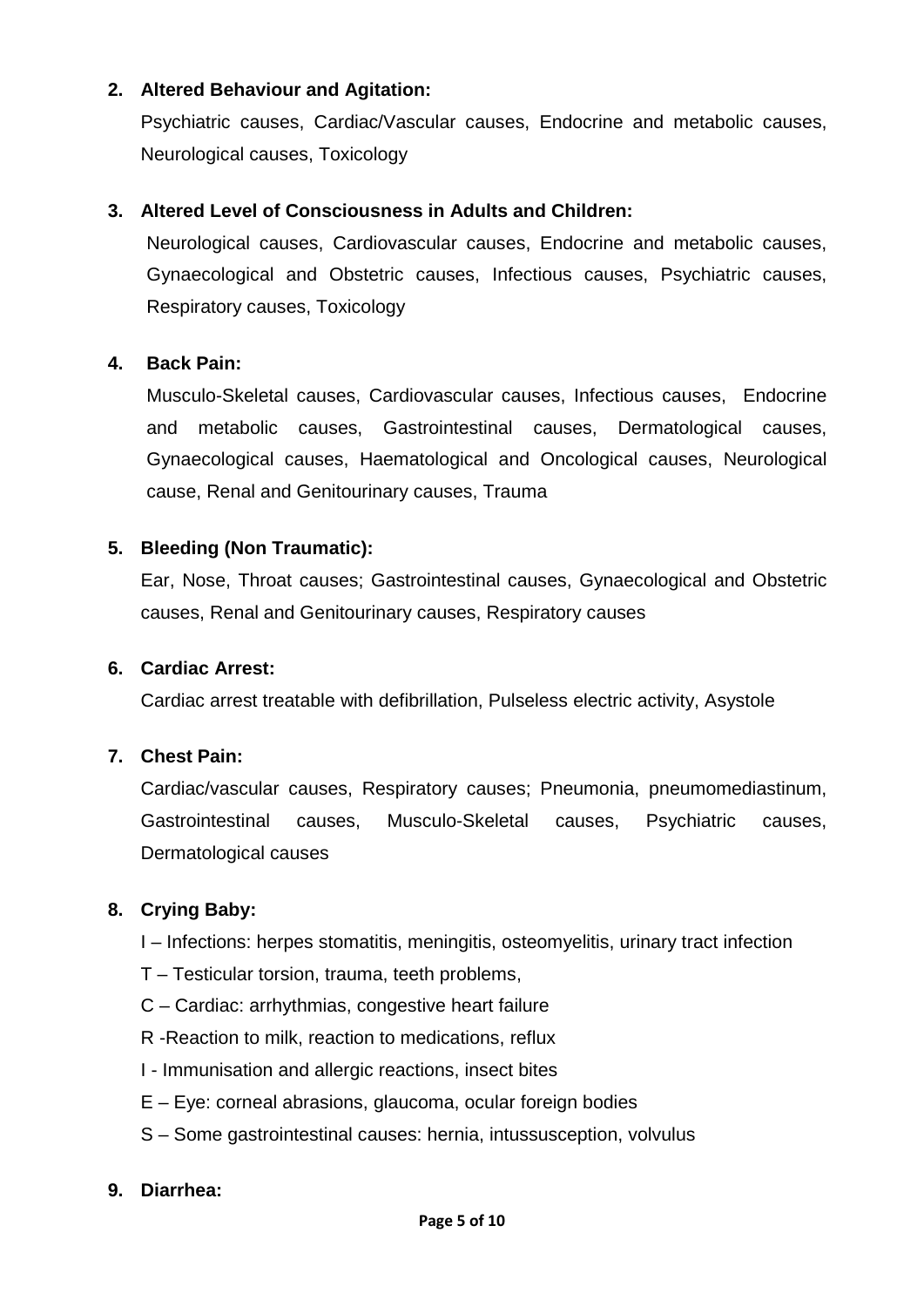**2. Altered Behaviour and Agitation:**

Psychiatric causes, Cardiac/Vascular causes, Endocrine and metabolic causes, Neurological causes, Toxicology

**3. Altered Level of Consciousness in Adults and Children:**

Neurological causes, Cardiovascular causes, Endocrine and metabolic causes, Gynaecological and Obstetric causes, Infectious causes, Psychiatric causes, Respiratory causes, Toxicology

**4. Back Pain:**

Musculo-Skeletal causes, Cardiovascular causes, Infectious causes, Endocrine and metabolic causes, Gastrointestinal causes, Dermatological causes, Gynaecological causes, Haematological and Oncological causes, Neurological cause, Renal and Genitourinary causes, Trauma

**5. Bleeding (Non Traumatic):**

Ear, Nose, Throat causes; Gastrointestinal causes, Gynaecological and Obstetric causes, Renal and Genitourinary causes, Respiratory causes

**6. Cardiac Arrest:**

Cardiac arrest treatable with defibrillation, Pulseless electric activity, Asystole

**7. Chest Pain:**

Cardiac/vascular causes, Respiratory causes; Pneumonia, pneumomediastinum, Gastrointestinal causes, Musculo-Skeletal causes, Psychiatric causes, Dermatological causes

**8. Crying Baby:**

I – Infections: herpes stomatitis, meningitis, osteomyelitis, urinary tract infection

T – Testicular torsion, trauma, teeth problems,

C – Cardiac: arrhythmias, congestive heart failure

R -Reaction to milk, reaction to medications, reflux

I - Immunisation and allergic reactions, insect bites

E – Eye: corneal abrasions, glaucoma, ocular foreign bodies

S – Some gastrointestinal causes: hernia, intussusception, volvulus

**9. Diarrhea:**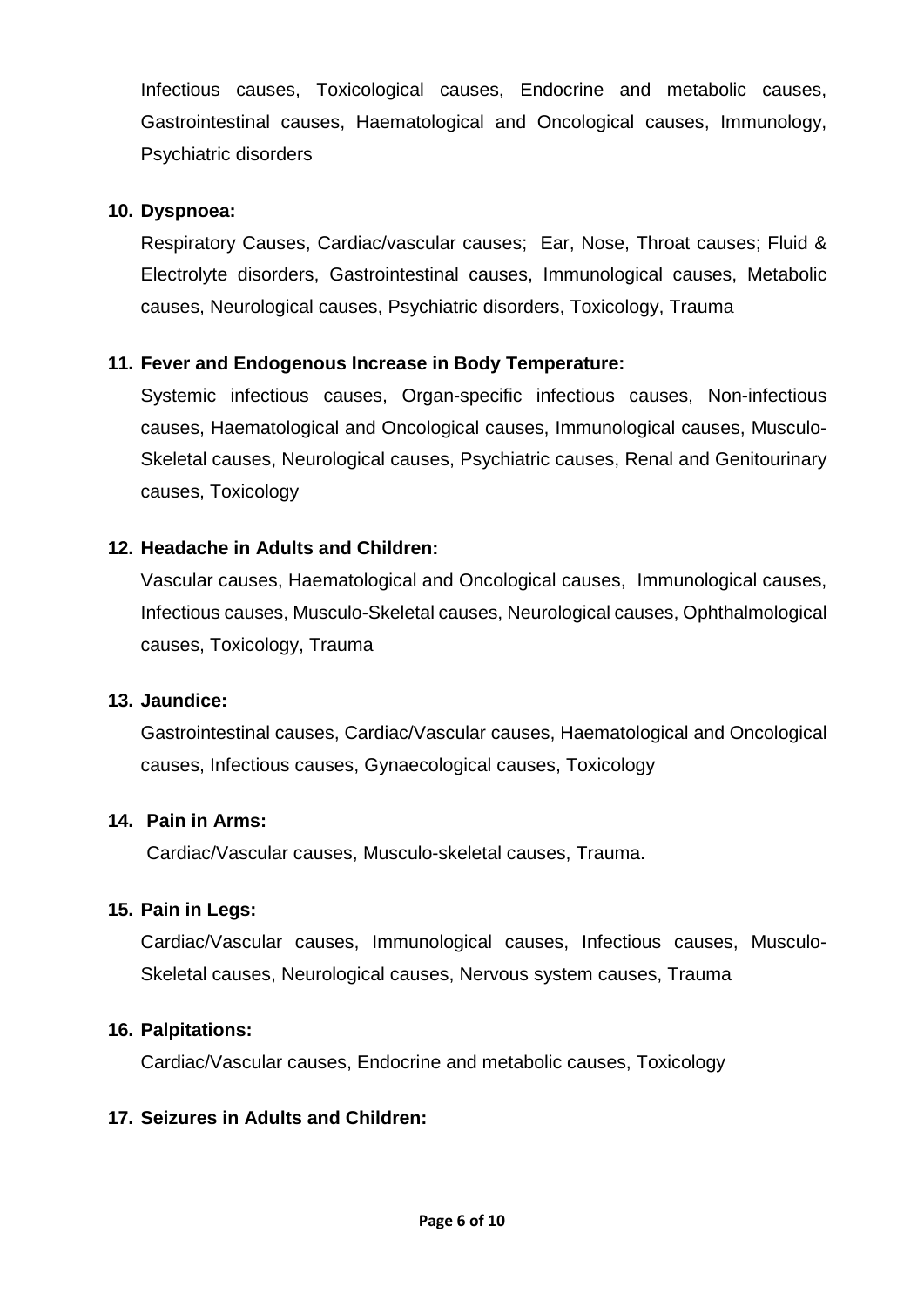Infectious causes, Toxicological causes, Endocrine and metabolic causes, Gastrointestinal causes, Haematological and Oncological causes, Immunology, Psychiatric disorders

**10. Dyspnoea:**

Respiratory Causes, Cardiac/vascular causes; Ear, Nose, Throat causes; Fluid & Electrolyte disorders, Gastrointestinal causes, Immunological causes, Metabolic causes, Neurological causes, Psychiatric disorders, Toxicology, Trauma

**11. Fever and Endogenous Increase in Body Temperature:**

Systemic infectious causes, Organ-specific infectious causes, Non-infectious causes, Haematological and Oncological causes, Immunological causes, Musculo-Skeletal causes, Neurological causes, Psychiatric causes, Renal and Genitourinary causes, Toxicology

**12. Headache in Adults and Children:**

Vascular causes, Haematological and Oncological causes, Immunological causes, Infectious causes, Musculo-Skeletal causes, Neurological causes, Ophthalmological causes, Toxicology, Trauma

**13. Jaundice:**

Gastrointestinal causes, Cardiac/Vascular causes, Haematological and Oncological causes, Infectious causes, Gynaecological causes, Toxicology

**14. Pain in Arms:**

Cardiac/Vascular causes, Musculo-skeletal causes, Trauma.

**15. Pain in Legs:**

Cardiac/Vascular causes, Immunological causes, Infectious causes, Musculo-Skeletal causes, Neurological causes, Nervous system causes, Trauma

**16. Palpitations:**

Cardiac/Vascular causes, Endocrine and metabolic causes, Toxicology

**17. Seizures in Adults and Children:**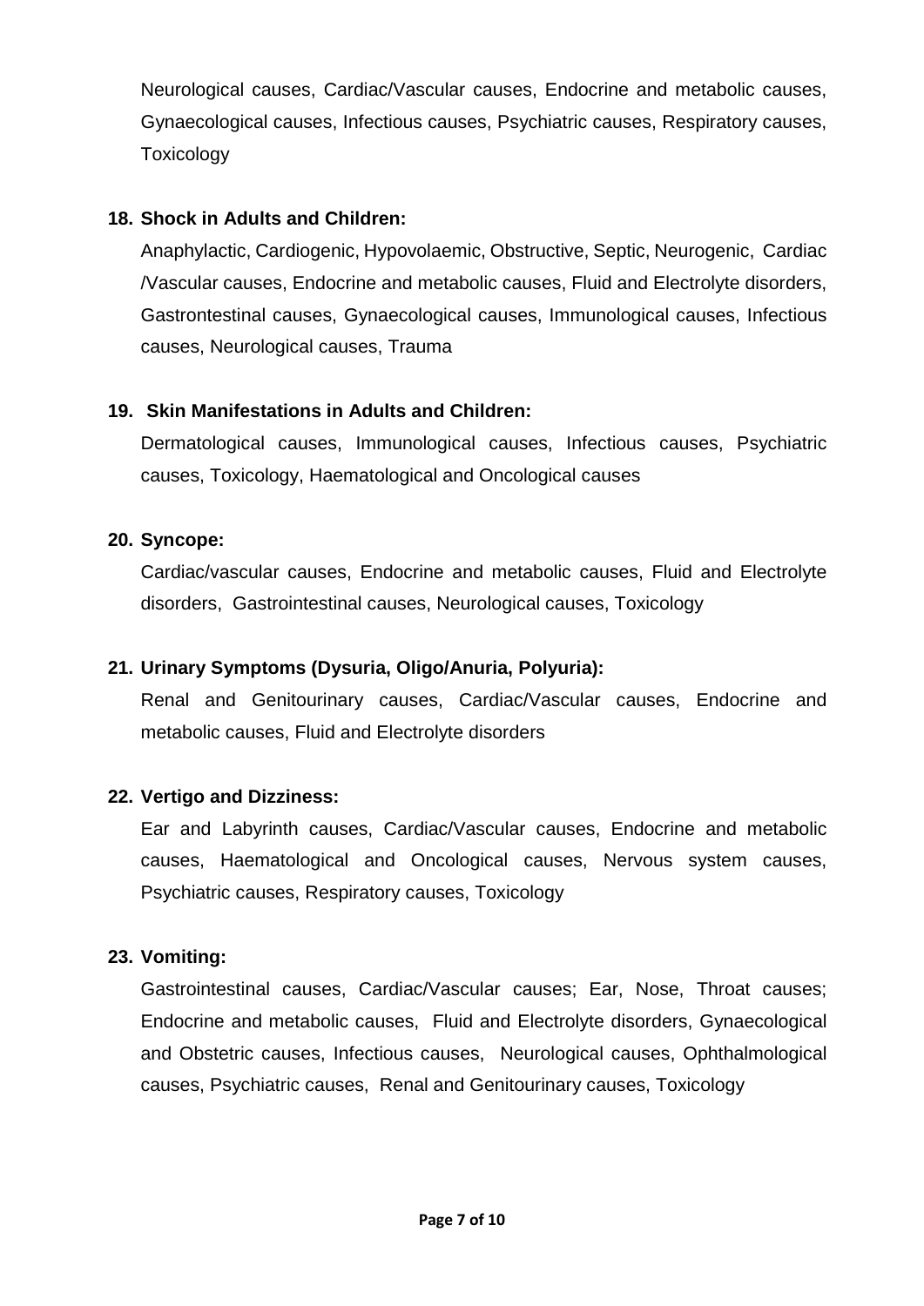Neurological causes, Cardiac/Vascular causes, Endocrine and metabolic causes, Gynaecological causes, Infectious causes, Psychiatric causes, Respiratory causes, Toxicology

**18. Shock in Adults and Children:**

Anaphylactic, Cardiogenic, Hypovolaemic, Obstructive, Septic, Neurogenic, Cardiac /Vascular causes, Endocrine and metabolic causes, Fluid and Electrolyte disorders, Gastrontestinal causes, Gynaecological causes, Immunological causes, Infectious causes, Neurological causes, Trauma

**19. Skin Manifestations in Adults and Children:**

Dermatological causes, Immunological causes, Infectious causes, Psychiatric causes, Toxicology, Haematological and Oncological causes

**20. Syncope:**

Cardiac/vascular causes, Endocrine and metabolic causes, Fluid and Electrolyte disorders, Gastrointestinal causes, Neurological causes, Toxicology

**21. Urinary Symptoms (Dysuria, Oligo/Anuria, Polyuria):**

Renal and Genitourinary causes, Cardiac/Vascular causes, Endocrine and metabolic causes, Fluid and Electrolyte disorders

**22. Vertigo and Dizziness:**

Ear and Labyrinth causes, Cardiac/Vascular causes, Endocrine and metabolic causes, Haematological and Oncological causes, Nervous system causes, Psychiatric causes, Respiratory causes, Toxicology

**23. Vomiting:**

Gastrointestinal causes, Cardiac/Vascular causes; Ear, Nose, Throat causes; Endocrine and metabolic causes, Fluid and Electrolyte disorders, Gynaecological and Obstetric causes, Infectious causes, Neurological causes, Ophthalmological causes, Psychiatric causes, Renal and Genitourinary causes, Toxicology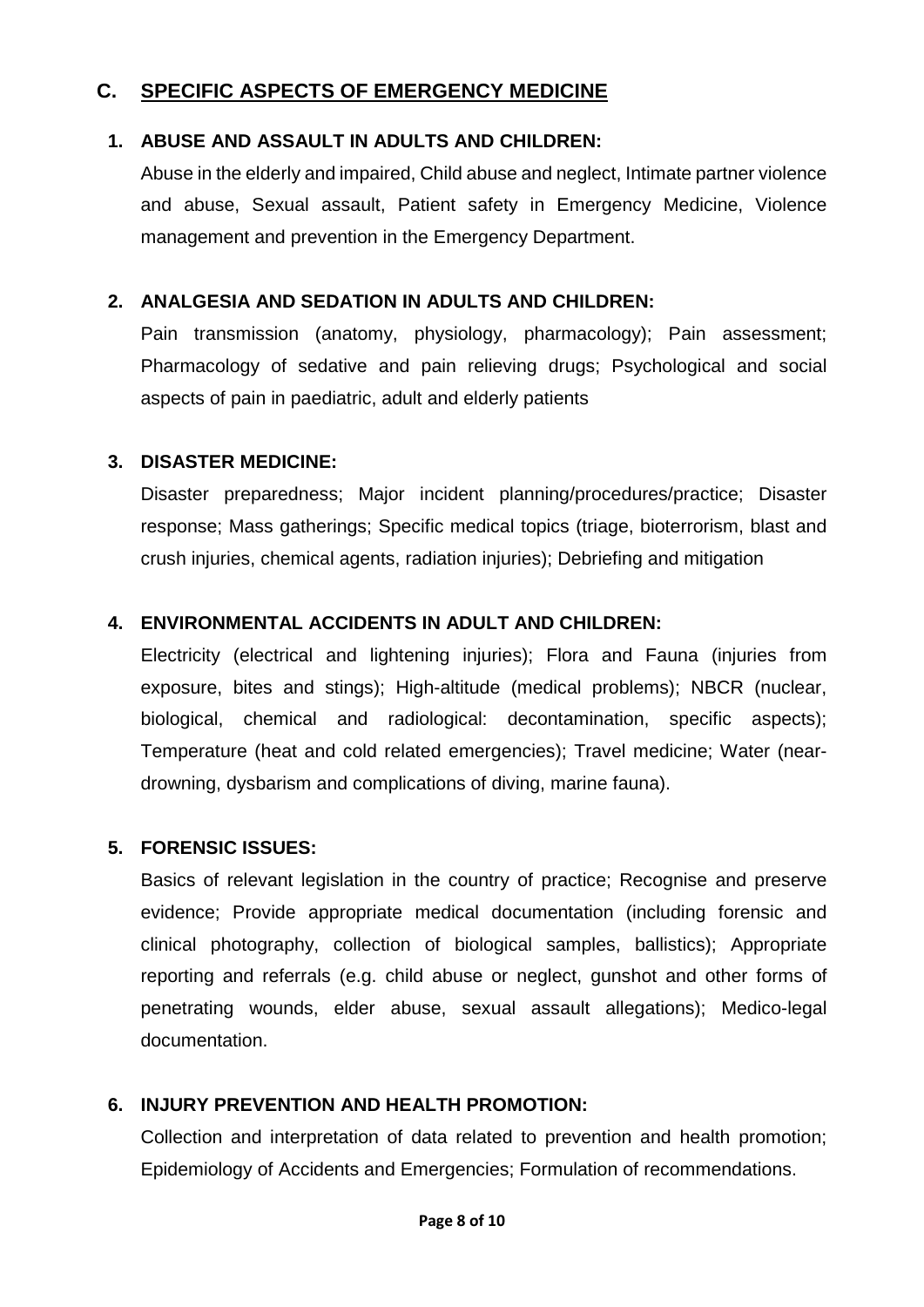## C. SPECIFIC ASPECTS OF EMERGENCY MEDICINE

### 1. ABUSE AND ASSAULT IN ADULTS AND CHILDREN:

Abuse in the elderly and impaired, Child abuse and neglect, Intimate partner violence and abuse, Sexual assault, Patient safety in Emergency Medicine, Violence management and prevention in the Emergency Department.

### 2. ANALGESIA AND SEDATION IN ADULTS AND CHILDREN:

Pain transmission (anatomy, physiology, pharmacology); Pain assessment; Pharmacology of sedative and pain relieving drugs; Psychological and social aspects of pain in paediatric, adult and elderly patients

### 3. DISASTER MEDICINE:

Disaster preparedness; Major incident planning/procedures/practice; Disaster response; Mass gatherings; Specific medical topics (triage, bioterrorism, blast and crush injuries, chemical agents, radiation injuries); Debriefing and mitigation

### 4. ENVIRONMENTAL ACCIDENTS IN ADULT AND CHILDREN:

Electricity (electrical and lightening injuries); Flora and Fauna (injuries from exposure, bites and stings); High-altitude (medical problems); NBCR (nuclear, biological, chemical and radiological: decontamination, specific aspects); Temperature (heat and cold related emergencies); Travel medicine; Water (near-drowning, dysbarism and complications of diving, marine fauna).

### 5. FORENSIC ISSUES:

Basics of relevant legislation in the country of practice; Recognise and preserve evidence; Provide appropriate medical documentation (including forensic and clinical photography, collection of biological samples, ballistics); Appropriate reporting and referrals (e.g. child abuse or neglect, gunshot and other forms of penetrating wounds, elder abuse, sexual assault allegations); Medico-legal documentation.

### 6. INJURY PREVENTION AND HEALTH PROMOTION:

Collection and interpretation of data related to prevention and health promotion; Epidemiology of Accidents and Emergencies; Formulation of recommendations.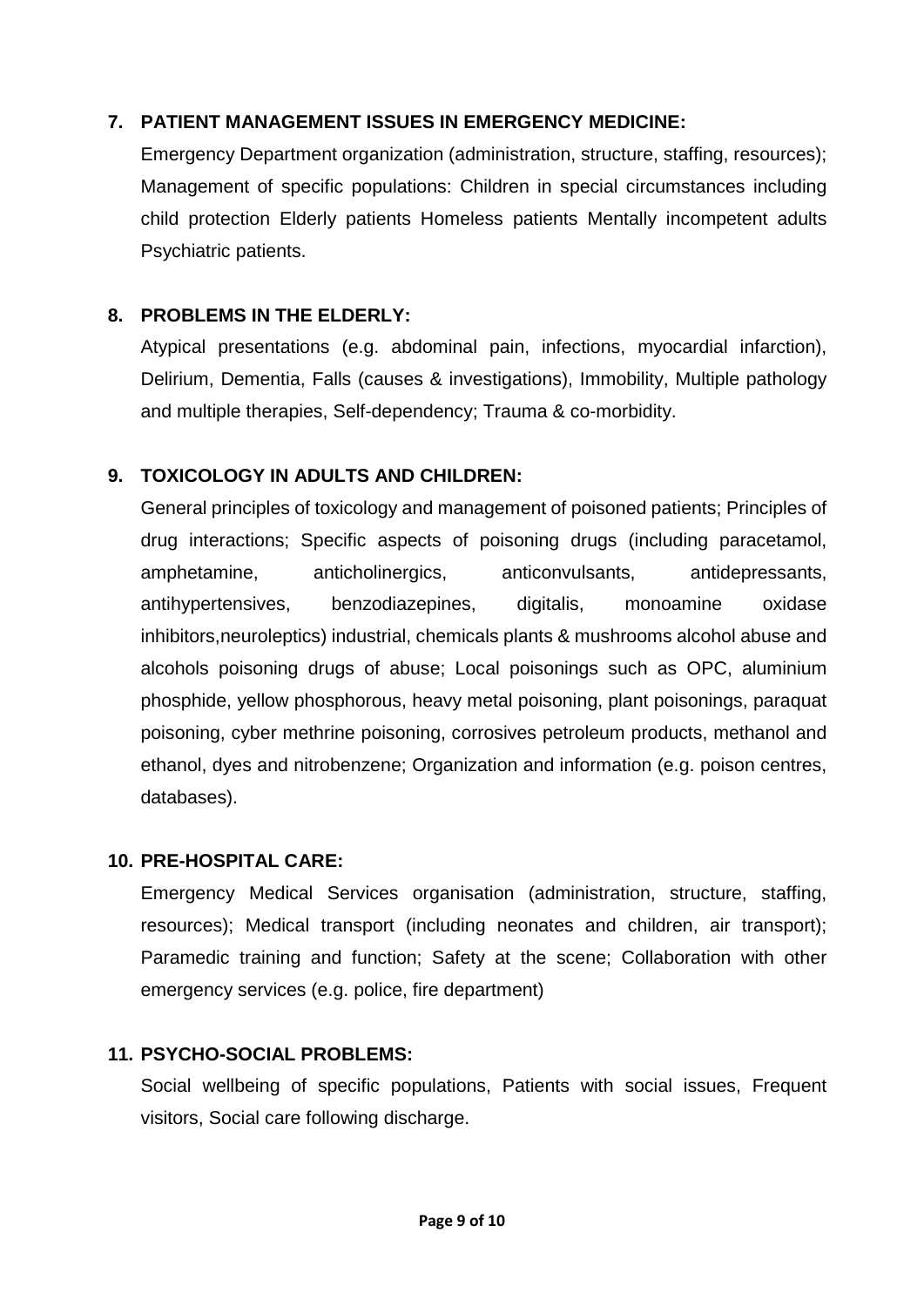### 7. PATIENT MANAGEMENT ISSUES IN EMERGENCY MEDICINE:

Emergency Department organization (administration, structure, staffing, resources); Management of specific populations: Children in special circumstances including child protection Elderly patients Homeless patients Mentally incompetent adults Psychiatric patients.

### 8. PROBLEMS IN THE ELDERLY:

Atypical presentations (e.g. abdominal pain, infections, myocardial infarction), Delirium, Dementia, Falls (causes & investigations), Immobility, Multiple pathology and multiple therapies, Self-dependency; Trauma & co-morbidity.

### 9. TOXICOLOGY IN ADULTS AND CHILDREN:

General principles of toxicology and management of poisoned patients; Principles of drug interactions; Specific aspects of poisoning drugs (including paracetamol, amphetamine, anticholinergics, anticonvulsants, antidepressants, antihypertensives, benzodiazepines, digitalis, monoamine oxidase inhibitors,neuroleptics) industrial, chemicals plants & mushrooms alcohol abuse and alcohols poisoning drugs of abuse; Local poisonings such as OPC, aluminium phosphide, yellow phosphorous, heavy metal poisoning, plant poisonings, paraquat poisoning, cyber methrine poisoning, corrosives petroleum products, methanol and ethanol, dyes and nitrobenzene; Organization and information (e.g. poison centres, databases).

### 10. PRE-HOSPITAL CARE:

Emergency Medical Services organisation (administration, structure, staffing, resources); Medical transport (including neonates and children, air transport); Paramedic training and function; Safety at the scene; Collaboration with other emergency services (e.g. police, fire department)

### 11. PSYCHO-SOCIAL PROBLEMS:

Social wellbeing of specific populations, Patients with social issues, Frequent visitors, Social care following discharge.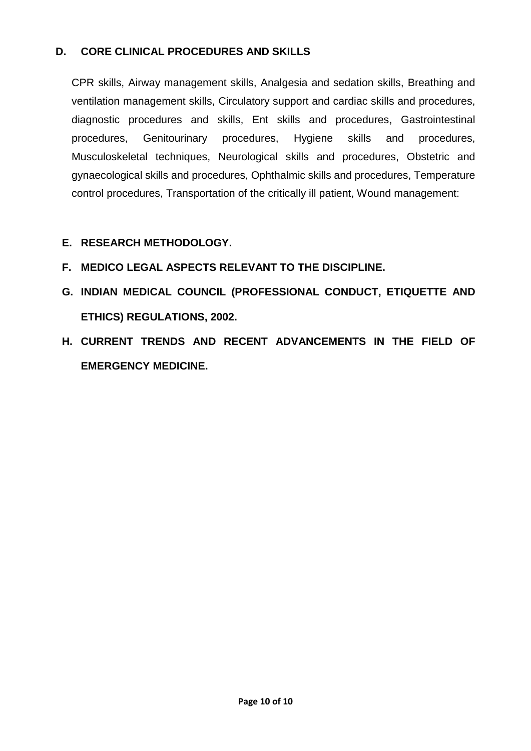## D. CORE CLINICAL PROCEDURES AND SKILLS

CPR skills, Airway management skills, Analgesia and sedation skills, Breathing and ventilation management skills, Circulatory support and cardiac skills and procedures, diagnostic procedures and skills, Ent skills and procedures, Gastrointestinal procedures, Genitourinary procedures, Hygiene skills and procedures, Musculoskeletal techniques, Neurological skills and procedures, Obstetric and gynaecological skills and procedures, Ophthalmic skills and procedures, Temperature control procedures, Transportation of the critically ill patient, Wound management:

## E. RESEARCH METHODOLOGY.

## F. MEDICO LEGAL ASPECTS RELEVANT TO THE DISCIPLINE.

## G. INDIAN MEDICAL COUNCIL (PROFESSIONAL CONDUCT, ETIQUETTE AND ETHICS) REGULATIONS, 2002.

## H. CURRENT TRENDS AND RECENT ADVANCEMENTS IN THE FIELD OF EMERGENCY MEDICINE.